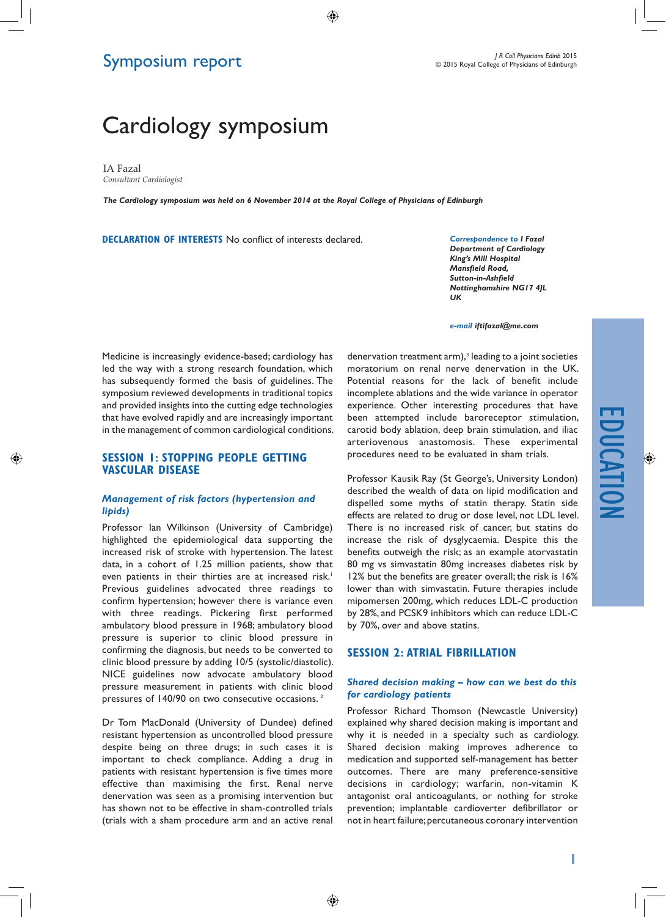Symposium report

# Cardiology symposium

IA Fazal
*Consultant Cardiologist*

***The Cardiology symposium was held on 6 November 2014 at the Royal College of Physicians of Edinburgh***

**DECLARATION OF INTERESTS** No conflict of interests declared.

***Correspondence to I Fazal***
***Department of Cardiology***
***King's Mill Hospital***
***Mansfield Road,***
***Sutton-in-Ashfield***
***Nottinghamshire NG17 4JL***
***UK***

***e-mail iftifazal@me.com***

Medicine is increasingly evidence-based; cardiology has led the way with a strong research foundation, which has subsequently formed the basis of guidelines. The symposium reviewed developments in traditional topics and provided insights into the cutting edge technologies that have evolved rapidly and are increasingly important in the management of common cardiological conditions.

## SESSION 1: STOPPING PEOPLE GETTING VASCULAR DISEASE

### *Management of risk factors (hypertension and lipids)*

Professor Ian Wilkinson (University of Cambridge) highlighted the epidemiological data supporting the increased risk of stroke with hypertension. The latest data, in a cohort of 1.25 million patients, show that even patients in their thirties are at increased risk.[1] Previous guidelines advocated three readings to confirm hypertension; however there is variance even with three readings. Pickering first performed ambulatory blood pressure in 1968; ambulatory blood pressure is superior to clinic blood pressure in confirming the diagnosis, but needs to be converted to clinic blood pressure by adding 10/5 (systolic/diastolic). NICE guidelines now advocate ambulatory blood pressure measurement in patients with clinic blood pressures of 140/90 on two consecutive occasions.[2]

Dr Tom MacDonald (University of Dundee) defined resistant hypertension as uncontrolled blood pressure despite being on three drugs; in such cases it is important to check compliance. Adding a drug in patients with resistant hypertension is five times more effective than maximising the first. Renal nerve denervation was seen as a promising intervention but has shown not to be effective in sham-controlled trials (trials with a sham procedure arm and an active renal denervation treatment arm),[3] leading to a joint societies moratorium on renal nerve denervation in the UK. Potential reasons for the lack of benefit include incomplete ablations and the wide variance in operator experience. Other interesting procedures that have been attempted include baroreceptor stimulation, carotid body ablation, deep brain stimulation, and iliac arteriovenous anastomosis. These experimental procedures need to be evaluated in sham trials.

Professor Kausik Ray (St George's, University London) described the wealth of data on lipid modification and dispelled some myths of statin therapy. Statin side effects are related to drug or dose level, not LDL level. There is no increased risk of cancer, but statins do increase the risk of dysglycaemia. Despite this the benefits outweigh the risk; as an example atorvastatin 80 mg vs simvastatin 80mg increases diabetes risk by 12% but the benefits are greater overall; the risk is 16% lower than with simvastatin. Future therapies include mipomersen 200mg, which reduces LDL-C production by 28%, and PCSK9 inhibitors which can reduce LDL-C by 70%, over and above statins.

## SESSION 2: ATRIAL FIBRILLATION

### *Shared decision making – how can we best do this for cardiology patients*

Professor Richard Thomson (Newcastle University) explained why shared decision making is important and why it is needed in a specialty such as cardiology. Shared decision making improves adherence to medication and supported self-management has better outcomes. There are many preference-sensitive decisions in cardiology; warfarin, non-vitamin K antagonist oral anticoagulants, or nothing for stroke prevention; implantable cardioverter defibrillator or not in heart failure; percutaneous coronary intervention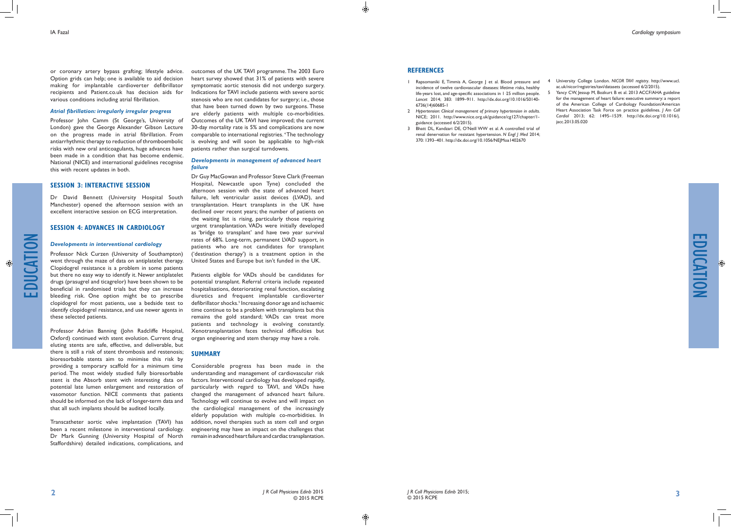or coronary artery bypass grafting; lifestyle advice. Option grids can help; one is available to aid decision making for implantable cardioverter defibrillator recipients and Patient.co.uk has decision aids for various conditions including atrial fibrillation.

### *Atrial fibrillation: irregularly irregular progress*

Professor John Camm (St George's, University of London) gave the George Alexander Gibson Lecture on the progress made in atrial fibrillation. From antiarrhythmic therapy to reduction of thromboembolic risks with new oral anticoagulants, huge advances have been made in a condition that has become endemic. National (NICE) and international guidelines recognise this with recent updates in both.

## SESSION 3: INTERACTIVE SESSION

Dr David Bennett (University Hospital South Manchester) opened the afternoon session with an excellent interactive session on ECG interpretation.

## SESSION 4: ADVANCES IN CARDIOLOGY

### *Developments in interventional cardiology*

Professor Nick Curzen (University of Southampton) went through the maze of data on antiplatelet therapy. Clopidogrel resistance is a problem in some patients but there no easy way to identify it. Newer antiplatelet drugs (prasugrel and ticagrelor) have been shown to be beneficial in randomised trials but they can increase bleeding risk. One option might be to prescribe clopidogrel for most patients, use a bedside test to identify clopidogrel resistance, and use newer agents in these selected patients.

Professor Adrian Banning (John Radcliffe Hospital, Oxford) continued with stent evolution. Current drug eluting stents are safe, effective, and deliverable, but there is still a risk of stent thrombosis and restenosis; bioresorbable stents aim to minimise this risk by providing a temporary scaffold for a minimum time period. The most widely studied fully bioresorbable stent is the Absorb stent with interesting data on potential late lumen enlargement and restoration of vasomotor function. NICE comments that patients should be informed on the lack of longer-term data and that all such implants should be audited locally.

Transcatheter aortic valve implantation (TAVI) has been a recent milestone in interventional cardiology. Dr Mark Gunning (University Hospital of North Staffordshire) detailed indications, complications, and outcomes of the UK TAVI programme. The 2003 Euro heart survey showed that 31% of patients with severe symptomatic aortic stenosis did not undergo surgery. Indications for TAVI include patients with severe aortic stenosis who are not candidates for surgery; i.e., those that have been turned down by two surgeons. These are elderly patients with multiple co-morbidities. Outcomes of the UK TAVI have improved; the current 30-day mortality rate is 5% and complications are now comparable to international registries.[4] The technology is evolving and will soon be applicable to high-risk patients rather than surgical turndowns.

### *Developments in management of advanced heart failure*

Dr Guy MacGowan and Professor Steve Clark (Freeman Hospital, Newcastle upon Tyne) concluded the afternoon session with the state of advanced heart failure, left ventricular assist devices (LVAD), and transplantation. Heart transplants in the UK have declined over recent years; the number of patients on the waiting list is rising, particularly those requiring urgent transplantation. VADs were initially developed as 'bridge to transplant' and have two year survival rates of 68%. Long-term, permanent LVAD support, in patients who are not candidates for transplant ('destination therapy') is a treatment option in the United States and Europe but isn't funded in the UK.

Patients eligible for VADs should be candidates for potential transplant. Referral criteria include repeated hospitalisations, deteriorating renal function, escalating diuretics and frequent implantable cardioverter defibrillator shocks.[5] Increasing donor age and ischaemic time continue to be a problem with transplants but this remains the gold standard; VADs can treat more patients and technology is evolving constantly. Xenotransplantation faces technical difficulties but organ engineering and stem therapy may have a role.

## SUMMARY

Considerable progress has been made in the understanding and management of cardiovascular risk factors. Interventional cardiology has developed rapidly, particularly with regard to TAVI, and VADs have changed the management of advanced heart failure. Technology will continue to evolve and will impact on the cardiological management of the increasingly elderly population with multiple co-morbidities. In addition, novel therapies such as stem cell and organ engineering may have an impact on the challenges that remain in advanced heart failure and cardiac transplantation.

## REFERENCES

1. Rapsomaniki E, Timmis A, George J et al. Blood pressure and incidence of twelve cardiovascular diseases: lifetime risks, healthy life-years lost, and age-specific associations in 1·25 million people. *Lancet* 2014; 383: 1899–911. http://dx.doi.org/10.1016/S0140-6736(14)60685-1
2. *Hypertension: Clinical management of primary hypertension in adults*. NICE; 2011. http://www.nice.org.uk/guidance/cg127/chapter/1-guidance (accessed 6/2/2015).
3. Bhatt DL, Kandzari DE, O'Neill WW et al. A controlled trial of renal denervation for resistant hypertension. *N Engl J Med* 2014; 370: 1393–401. http://dx.doi.org/10.1056/NEJMoa1402670
4. University College London. *NICOR TAVI registry*. http://www.ucl.ac.uk/nicor/registries/tavi/datasets (accessed 6/2/2015).
5. Yancy CW, Jessup M, Bozkurt B et al. 2013 ACCF/AHA guideline for the management of heart failure: executive summary: a report of the American College of Cardiology Foundation/American Heart Association Task Force on practice guidelines. *J Am Coll Cardiol* 2013; 62: 1495–1539. http://dx.doi.org/10.1016/j.jacc.2013.05.020